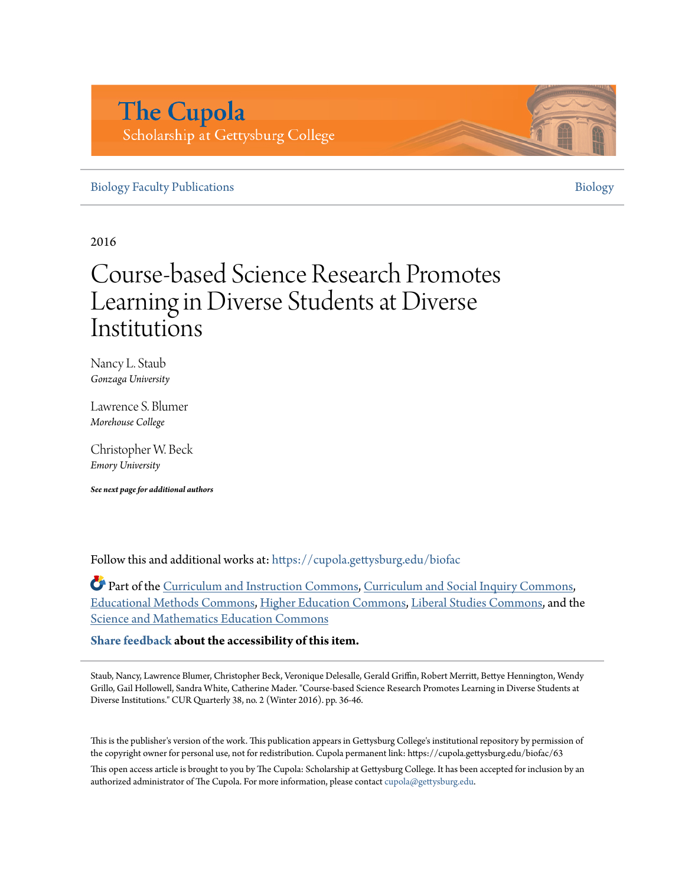# The Cupola

Scholarship at Gettysburg College

Biology Faculty Publications | Biology

2016

# Course-based Science Research Promotes Learning in Diverse Students at Diverse Institutions

Nancy L. Staub
*Gonzaga University*

Lawrence S. Blumer
*Morehouse College*

Christopher W. Beck
*Emory University*

***See next page for additional authors***

Follow this and additional works at: https://cupola.gettysburg.edu/biofac

Part of the Curriculum and Instruction Commons, Curriculum and Social Inquiry Commons, Educational Methods Commons, Higher Education Commons, Liberal Studies Commons, and the Science and Mathematics Education Commons

**Share feedback about the accessibility of this item.**

Staub, Nancy, Lawrence Blumer, Christopher Beck, Veronique Delesalle, Gerald Griffin, Robert Merritt, Bettye Hennington, Wendy Grillo, Gail Hollowell, Sandra White, Catherine Mader. "Course-based Science Research Promotes Learning in Diverse Students at Diverse Institutions." CUR Quarterly 38, no. 2 (Winter 2016). pp. 36-46.

This is the publisher's version of the work. This publication appears in Gettysburg College's institutional repository by permission of the copyright owner for personal use, not for redistribution. Cupola permanent link: https://cupola.gettysburg.edu/biofac/63

This open access article is brought to you by The Cupola: Scholarship at Gettysburg College. It has been accepted for inclusion by an authorized administrator of The Cupola. For more information, please contact cupola@gettysburg.edu.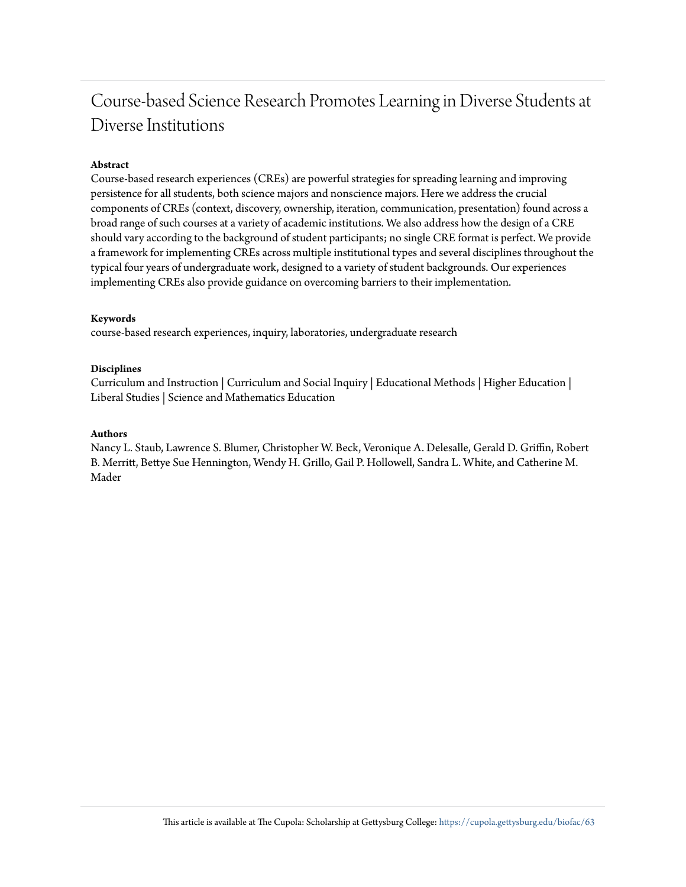# Course-based Science Research Promotes Learning in Diverse Students at Diverse Institutions

### Abstract

Course-based research experiences (CREs) are powerful strategies for spreading learning and improving persistence for all students, both science majors and nonscience majors. Here we address the crucial components of CREs (context, discovery, ownership, iteration, communication, presentation) found across a broad range of such courses at a variety of academic institutions. We also address how the design of a CRE should vary according to the background of student participants; no single CRE format is perfect. We provide a framework for implementing CREs across multiple institutional types and several disciplines throughout the typical four years of undergraduate work, designed to a variety of student backgrounds. Our experiences implementing CREs also provide guidance on overcoming barriers to their implementation.

### Keywords

course-based research experiences, inquiry, laboratories, undergraduate research

### Disciplines

Curriculum and Instruction | Curriculum and Social Inquiry | Educational Methods | Higher Education | Liberal Studies | Science and Mathematics Education

### Authors

Nancy L. Staub, Lawrence S. Blumer, Christopher W. Beck, Veronique A. Delesalle, Gerald D. Griffin, Robert B. Merritt, Bettye Sue Hennington, Wendy H. Grillo, Gail P. Hollowell, Sandra L. White, and Catherine M. Mader

This article is available at The Cupola: Scholarship at Gettysburg College: https://cupola.gettysburg.edu/biofac/63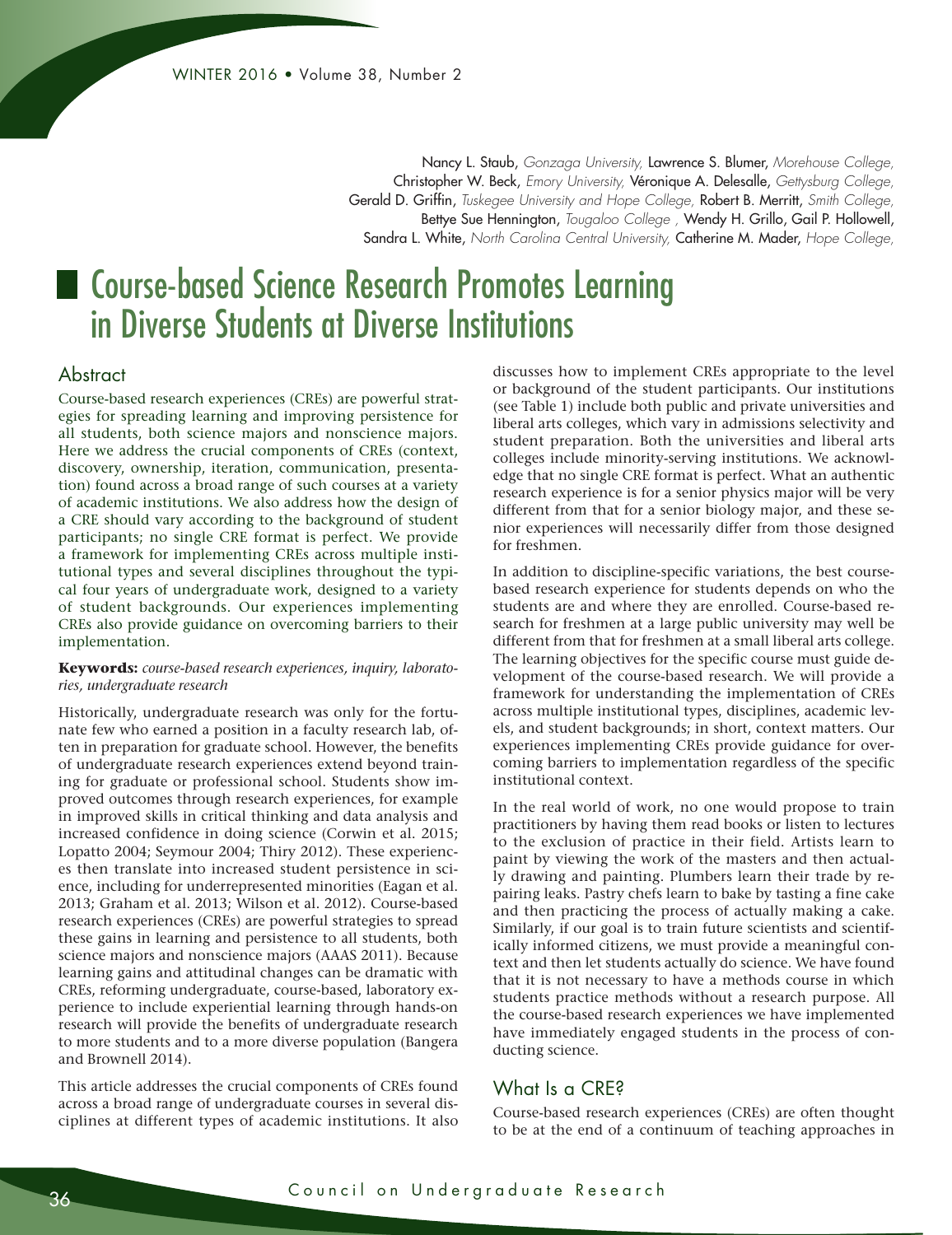Nancy L. Staub, *Gonzaga University,* Lawrence S. Blumer, *Morehouse College,* Christopher W. Beck, *Emory University,* Véronique A. Delesalle, *Gettysburg College,* Gerald D. Griffin, *Tuskegee University and Hope College,* Robert B. Merritt, *Smith College,* Bettye Sue Hennington, *Tougaloo College ,* Wendy H. Grillo, Gail P. Hollowell, Sandra L. White, *North Carolina Central University,* Catherine M. Mader, *Hope College,*

# Course-based Science Research Promotes Learning in Diverse Students at Diverse Institutions

## Abstract

Course-based research experiences (CREs) are powerful strategies for spreading learning and improving persistence for all students, both science majors and nonscience majors. Here we address the crucial components of CREs (context, discovery, ownership, iteration, communication, presentation) found across a broad range of such courses at a variety of academic institutions. We also address how the design of a CRE should vary according to the background of student participants; no single CRE format is perfect. We provide a framework for implementing CREs across multiple institutional types and several disciplines throughout the typical four years of undergraduate work, designed to a variety of student backgrounds. Our experiences implementing CREs also provide guidance on overcoming barriers to their implementation.

**Keywords:** *course-based research experiences, inquiry, laboratories, undergraduate research*

Historically, undergraduate research was only for the fortunate few who earned a position in a faculty research lab, often in preparation for graduate school. However, the benefits of undergraduate research experiences extend beyond training for graduate or professional school. Students show improved outcomes through research experiences, for example in improved skills in critical thinking and data analysis and increased confidence in doing science (Corwin et al. 2015; Lopatto 2004; Seymour 2004; Thiry 2012). These experiences then translate into increased student persistence in science, including for underrepresented minorities (Eagan et al. 2013; Graham et al. 2013; Wilson et al. 2012). Course-based research experiences (CREs) are powerful strategies to spread these gains in learning and persistence to all students, both science majors and nonscience majors (AAAS 2011). Because learning gains and attitudinal changes can be dramatic with CREs, reforming undergraduate, course-based, laboratory experience to include experiential learning through hands-on research will provide the benefits of undergraduate research to more students and to a more diverse population (Bangera and Brownell 2014).

This article addresses the crucial components of CREs found across a broad range of undergraduate courses in several disciplines at different types of academic institutions. It also discusses how to implement CREs appropriate to the level or background of the student participants. Our institutions (see Table 1) include both public and private universities and liberal arts colleges, which vary in admissions selectivity and student preparation. Both the universities and liberal arts colleges include minority-serving institutions. We acknowledge that no single CRE format is perfect. What an authentic research experience is for a senior physics major will be very different from that for a senior biology major, and these senior experiences will necessarily differ from those designed for freshmen.

In addition to discipline-specific variations, the best course-based research experience for students depends on who the students are and where they are enrolled. Course-based research for freshmen at a large public university may well be different from that for freshmen at a small liberal arts college. The learning objectives for the specific course must guide development of the course-based research. We will provide a framework for understanding the implementation of CREs across multiple institutional types, disciplines, academic levels, and student backgrounds; in short, context matters. Our experiences implementing CREs provide guidance for overcoming barriers to implementation regardless of the specific institutional context.

In the real world of work, no one would propose to train practitioners by having them read books or listen to lectures to the exclusion of practice in their field. Artists learn to paint by viewing the work of the masters and then actually drawing and painting. Plumbers learn their trade by repairing leaks. Pastry chefs learn to bake by tasting a fine cake and then practicing the process of actually making a cake. Similarly, if our goal is to train future scientists and scientifically informed citizens, we must provide a meaningful context and then let students actually do science. We have found that it is not necessary to have a methods course in which students practice methods without a research purpose. All the course-based research experiences we have implemented have immediately engaged students in the process of conducting science.

## What Is a CRE?

Course-based research experiences (CREs) are often thought to be at the end of a continuum of teaching approaches in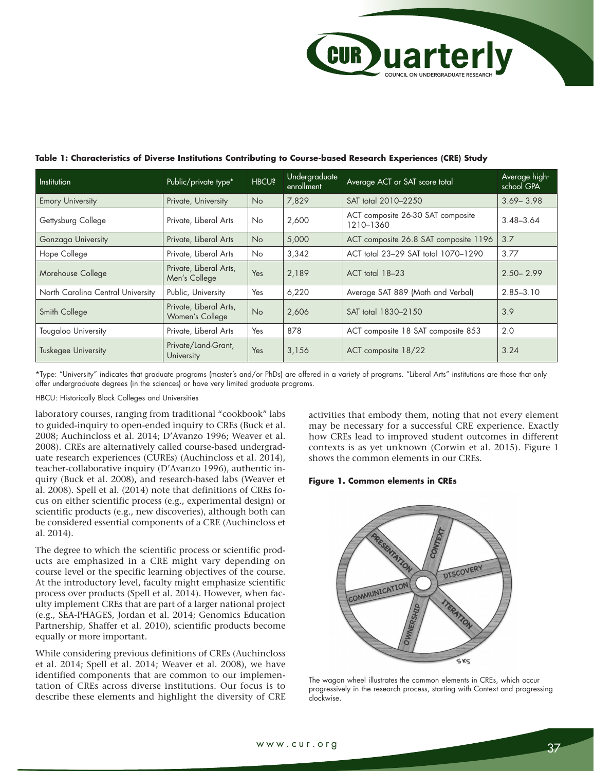**Table 1: Characteristics of Diverse Institutions Contributing to Course-based Research Experiences (CRE) Study**

| Institution | Public/private type* | HBCU? | Undergraduate enrollment | Average ACT or SAT score total | Average high-school GPA |
|---|---|---|---|---|---|
| Emory University | Private, University | No | 7,829 | SAT total 2010–2250 | 3.69– 3.98 |
| Gettysburg College | Private, Liberal Arts | No | 2,600 | ACT composite 26-30 SAT composite 1210–1360 | 3.48–3.64 |
| Gonzaga University | Private, Liberal Arts | No | 5,000 | ACT composite 26.8 SAT composite 1196 | 3.7 |
| Hope College | Private, Liberal Arts | No | 3,342 | ACT total 23–29 SAT total 1070–1290 | 3.77 |
| Morehouse College | Private, Liberal Arts, Men's College | Yes | 2,189 | ACT total 18–23 | 2.50– 2.99 |
| North Carolina Central University | Public, University | Yes | 6,220 | Average SAT 889 (Math and Verbal) | 2.85–3.10 |
| Smith College | Private, Liberal Arts, Women's College | No | 2,606 | SAT total 1830–2150 | 3.9 |
| Tougaloo University | Private, Liberal Arts | Yes | 878 | ACT composite 18 SAT composite 853 | 2.0 |
| Tuskegee University | Private/Land-Grant, University | Yes | 3,156 | ACT composite 18/22 | 3.24 |

*Type: "University" indicates that graduate programs (master's and/or PhDs) are offered in a variety of programs. "Liberal Arts" institutions are those that only offer undergraduate degrees (in the sciences) or have very limited graduate programs.

HBCU: Historically Black Colleges and Universities

laboratory courses, ranging from traditional "cookbook" labs to guided-inquiry to open-ended inquiry to CREs (Buck et al. 2008; Auchincloss et al. 2014; D'Avanzo 1996; Weaver et al. 2008). CREs are alternatively called course-based undergraduate research experiences (CUREs) (Auchincloss et al. 2014), teacher-collaborative inquiry (D'Avanzo 1996), authentic inquiry (Buck et al. 2008), and research-based labs (Weaver et al. 2008). Spell et al. (2014) note that definitions of CREs focus on either scientific process (e.g., experimental design) or scientific products (e.g., new discoveries), although both can be considered essential components of a CRE (Auchincloss et al. 2014).

The degree to which the scientific process or scientific products are emphasized in a CRE might vary depending on course level or the specific learning objectives of the course. At the introductory level, faculty might emphasize scientific process over products (Spell et al. 2014). However, when faculty implement CREs that are part of a larger national project (e.g., SEA-PHAGES, Jordan et al. 2014; Genomics Education Partnership, Shaffer et al. 2010), scientific products become equally or more important.

While considering previous definitions of CREs (Auchincloss et al. 2014; Spell et al. 2014; Weaver et al. 2008), we have identified components that are common to our implementation of CREs across diverse institutions. Our focus is to describe these elements and highlight the diversity of CRE activities that embody them, noting that not every element may be necessary for a successful CRE experience. Exactly how CREs lead to improved student outcomes in different contexts is as yet unknown (Corwin et al. 2015). Figure 1 shows the common elements in our CREs.

**Figure 1. Common elements in CREs**

The wagon wheel illustrates the common elements in CREs, which occur progressively in the research process, starting with Context and progressing clockwise.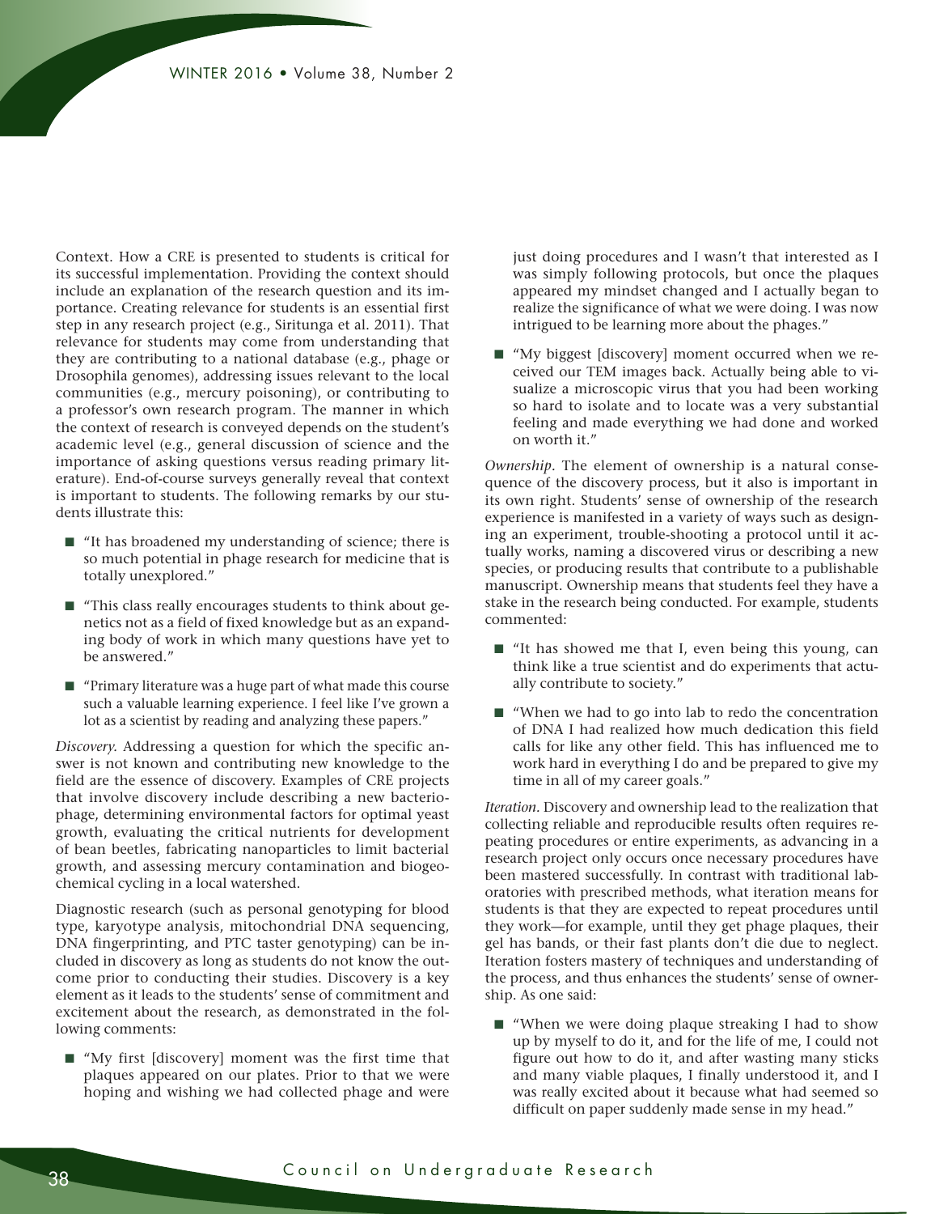Context. How a CRE is presented to students is critical for its successful implementation. Providing the context should include an explanation of the research question and its importance. Creating relevance for students is an essential first step in any research project (e.g., Siritunga et al. 2011). That relevance for students may come from understanding that they are contributing to a national database (e.g., phage or Drosophila genomes), addressing issues relevant to the local communities (e.g., mercury poisoning), or contributing to a professor's own research program. The manner in which the context of research is conveyed depends on the student's academic level (e.g., general discussion of science and the importance of asking questions versus reading primary literature). End-of-course surveys generally reveal that context is important to students. The following remarks by our students illustrate this:

- "It has broadened my understanding of science; there is so much potential in phage research for medicine that is totally unexplored."
- "This class really encourages students to think about genetics not as a field of fixed knowledge but as an expanding body of work in which many questions have yet to be answered."
- "Primary literature was a huge part of what made this course such a valuable learning experience. I feel like I've grown a lot as a scientist by reading and analyzing these papers."

*Discovery.* Addressing a question for which the specific answer is not known and contributing new knowledge to the field are the essence of discovery. Examples of CRE projects that involve discovery include describing a new bacteriophage, determining environmental factors for optimal yeast growth, evaluating the critical nutrients for development of bean beetles, fabricating nanoparticles to limit bacterial growth, and assessing mercury contamination and biogeochemical cycling in a local watershed.

Diagnostic research (such as personal genotyping for blood type, karyotype analysis, mitochondrial DNA sequencing, DNA fingerprinting, and PTC taster genotyping) can be included in discovery as long as students do not know the outcome prior to conducting their studies. Discovery is a key element as it leads to the students' sense of commitment and excitement about the research, as demonstrated in the following comments:

- "My first [discovery] moment was the first time that plaques appeared on our plates. Prior to that we were hoping and wishing we had collected phage and were just doing procedures and I wasn't that interested as I was simply following protocols, but once the plaques appeared my mindset changed and I actually began to realize the significance of what we were doing. I was now intrigued to be learning more about the phages."
- "My biggest [discovery] moment occurred when we received our TEM images back. Actually being able to visualize a microscopic virus that you had been working so hard to isolate and to locate was a very substantial feeling and made everything we had done and worked on worth it."

*Ownership.* The element of ownership is a natural consequence of the discovery process, but it also is important in its own right. Students' sense of ownership of the research experience is manifested in a variety of ways such as designing an experiment, trouble-shooting a protocol until it actually works, naming a discovered virus or describing a new species, or producing results that contribute to a publishable manuscript. Ownership means that students feel they have a stake in the research being conducted. For example, students commented:

- "It has showed me that I, even being this young, can think like a true scientist and do experiments that actually contribute to society."
- "When we had to go into lab to redo the concentration of DNA I had realized how much dedication this field calls for like any other field. This has influenced me to work hard in everything I do and be prepared to give my time in all of my career goals."

*Iteration.* Discovery and ownership lead to the realization that collecting reliable and reproducible results often requires repeating procedures or entire experiments, as advancing in a research project only occurs once necessary procedures have been mastered successfully. In contrast with traditional laboratories with prescribed methods, what iteration means for students is that they are expected to repeat procedures until they work—for example, until they get phage plaques, their gel has bands, or their fast plants don't die due to neglect. Iteration fosters mastery of techniques and understanding of the process, and thus enhances the students' sense of ownership. As one said:

- "When we were doing plaque streaking I had to show up by myself to do it, and for the life of me, I could not figure out how to do it, and after wasting many sticks and many viable plaques, I finally understood it, and I was really excited about it because what had seemed so difficult on paper suddenly made sense in my head."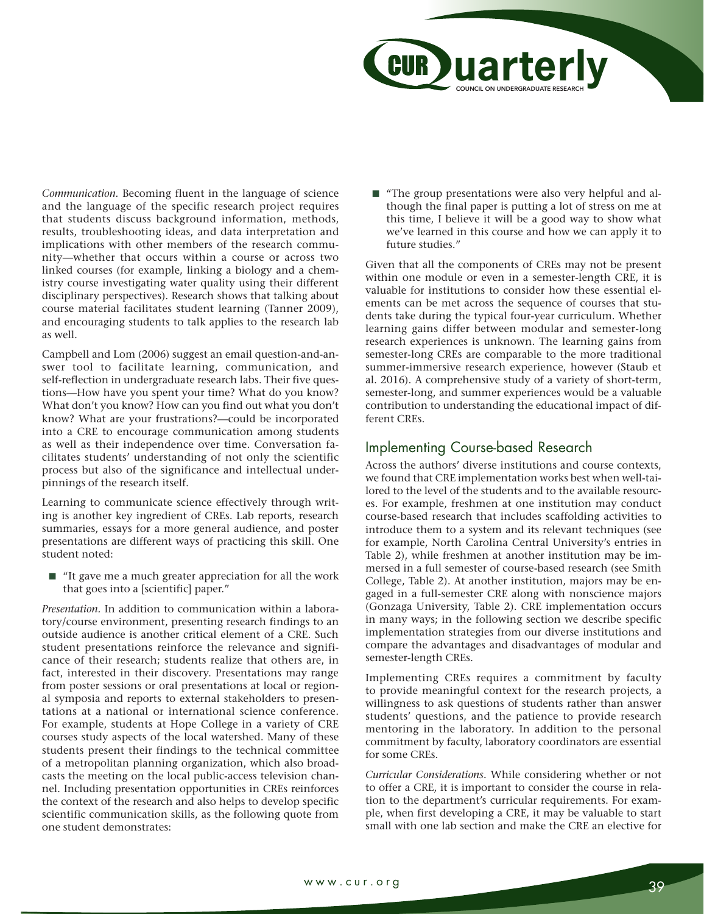*Communication.* Becoming fluent in the language of science and the language of the specific research project requires that students discuss background information, methods, results, troubleshooting ideas, and data interpretation and implications with other members of the research community—whether that occurs within a course or across two linked courses (for example, linking a biology and a chemistry course investigating water quality using their different disciplinary perspectives). Research shows that talking about course material facilitates student learning (Tanner 2009), and encouraging students to talk applies to the research lab as well.

Campbell and Lom (2006) suggest an email question-and-answer tool to facilitate learning, communication, and self-reflection in undergraduate research labs. Their five questions—How have you spent your time? What do you know? What don't you know? How can you find out what you don't know? What are your frustrations?—could be incorporated into a CRE to encourage communication among students as well as their independence over time. Conversation facilitates students' understanding of not only the scientific process but also of the significance and intellectual underpinnings of the research itself.

Learning to communicate science effectively through writing is another key ingredient of CREs. Lab reports, research summaries, essays for a more general audience, and poster presentations are different ways of practicing this skill. One student noted:

- "It gave me a much greater appreciation for all the work that goes into a [scientific] paper."

*Presentation.* In addition to communication within a laboratory/course environment, presenting research findings to an outside audience is another critical element of a CRE. Such student presentations reinforce the relevance and significance of their research; students realize that others are, in fact, interested in their discovery. Presentations may range from poster sessions or oral presentations at local or regional symposia and reports to external stakeholders to presentations at a national or international science conference. For example, students at Hope College in a variety of CRE courses study aspects of the local watershed. Many of these students present their findings to the technical committee of a metropolitan planning organization, which also broadcasts the meeting on the local public-access television channel. Including presentation opportunities in CREs reinforces the context of the research and also helps to develop specific scientific communication skills, as the following quote from one student demonstrates:

- "The group presentations were also very helpful and although the final paper is putting a lot of stress on me at this time, I believe it will be a good way to show what we've learned in this course and how we can apply it to future studies."

Given that all the components of CREs may not be present within one module or even in a semester-length CRE, it is valuable for institutions to consider how these essential elements can be met across the sequence of courses that students take during the typical four-year curriculum. Whether learning gains differ between modular and semester-long research experiences is unknown. The learning gains from semester-long CREs are comparable to the more traditional summer-immersive research experience, however (Staub et al. 2016). A comprehensive study of a variety of short-term, semester-long, and summer experiences would be a valuable contribution to understanding the educational impact of different CREs.

## Implementing Course-based Research

Across the authors' diverse institutions and course contexts, we found that CRE implementation works best when well-tailored to the level of the students and to the available resources. For example, freshmen at one institution may conduct course-based research that includes scaffolding activities to introduce them to a system and its relevant techniques (see for example, North Carolina Central University's entries in Table 2), while freshmen at another institution may be immersed in a full semester of course-based research (see Smith College, Table 2). At another institution, majors may be engaged in a full-semester CRE along with nonscience majors (Gonzaga University, Table 2). CRE implementation occurs in many ways; in the following section we describe specific implementation strategies from our diverse institutions and compare the advantages and disadvantages of modular and semester-length CREs.

Implementing CREs requires a commitment by faculty to provide meaningful context for the research projects, a willingness to ask questions of students rather than answer students' questions, and the patience to provide research mentoring in the laboratory. In addition to the personal commitment by faculty, laboratory coordinators are essential for some CREs.

*Curricular Considerations.* While considering whether or not to offer a CRE, it is important to consider the course in relation to the department's curricular requirements. For example, when first developing a CRE, it may be valuable to start small with one lab section and make the CRE an elective for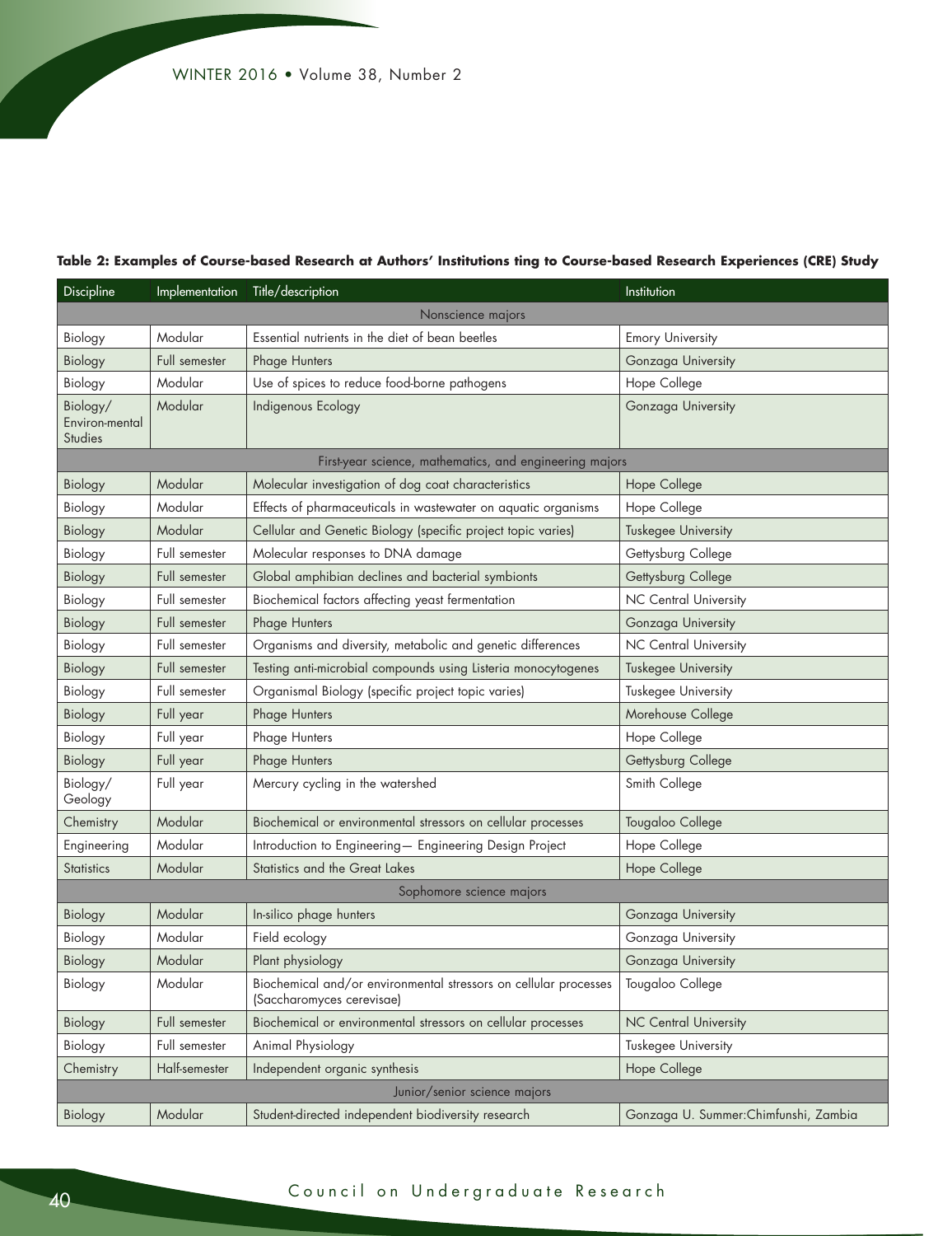**Table 2: Examples of Course-based Research at Authors' Institutions ting to Course-based Research Experiences (CRE) Study**

| Discipline | Implementation | Title/description | Institution |
|---|---|---|---|
| Nonscience majors | | | |
| Biology | Modular | Essential nutrients in the diet of bean beetles | Emory University |
| Biology | Full semester | Phage Hunters | Gonzaga University |
| Biology | Modular | Use of spices to reduce food-borne pathogens | Hope College |
| Biology/ Environ-mental Studies | Modular | Indigenous Ecology | Gonzaga University |
| First-year science, mathematics, and engineering majors | | | |
| Biology | Modular | Molecular investigation of dog coat characteristics | Hope College |
| Biology | Modular | Effects of pharmaceuticals in wastewater on aquatic organisms | Hope College |
| Biology | Modular | Cellular and Genetic Biology (specific project topic varies) | Tuskegee University |
| Biology | Full semester | Molecular responses to DNA damage | Gettysburg College |
| Biology | Full semester | Global amphibian declines and bacterial symbionts | Gettysburg College |
| Biology | Full semester | Biochemical factors affecting yeast fermentation | NC Central University |
| Biology | Full semester | Phage Hunters | Gonzaga University |
| Biology | Full semester | Organisms and diversity, metabolic and genetic differences | NC Central University |
| Biology | Full semester | Testing anti-microbial compounds using Listeria monocytogenes | Tuskegee University |
| Biology | Full semester | Organismal Biology (specific project topic varies) | Tuskegee University |
| Biology | Full year | Phage Hunters | Morehouse College |
| Biology | Full year | Phage Hunters | Hope College |
| Biology | Full year | Phage Hunters | Gettysburg College |
| Biology/ Geology | Full year | Mercury cycling in the watershed | Smith College |
| Chemistry | Modular | Biochemical or environmental stressors on cellular processes | Tougaloo College |
| Engineering | Modular | Introduction to Engineering— Engineering Design Project | Hope College |
| Statistics | Modular | Statistics and the Great Lakes | Hope College |
| Sophomore science majors | | | |
| Biology | Modular | In-silico phage hunters | Gonzaga University |
| Biology | Modular | Field ecology | Gonzaga University |
| Biology | Modular | Plant physiology | Gonzaga University |
| Biology | Modular | Biochemical and/or environmental stressors on cellular processes (Saccharomyces cerevisae) | Tougaloo College |
| Biology | Full semester | Biochemical or environmental stressors on cellular processes | NC Central University |
| Biology | Full semester | Animal Physiology | Tuskegee University |
| Chemistry | Half-semester | Independent organic synthesis | Hope College |
| Junior/senior science majors | | | |
| Biology | Modular | Student-directed independent biodiversity research | Gonzaga U. Summer:Chimfunshi, Zambia |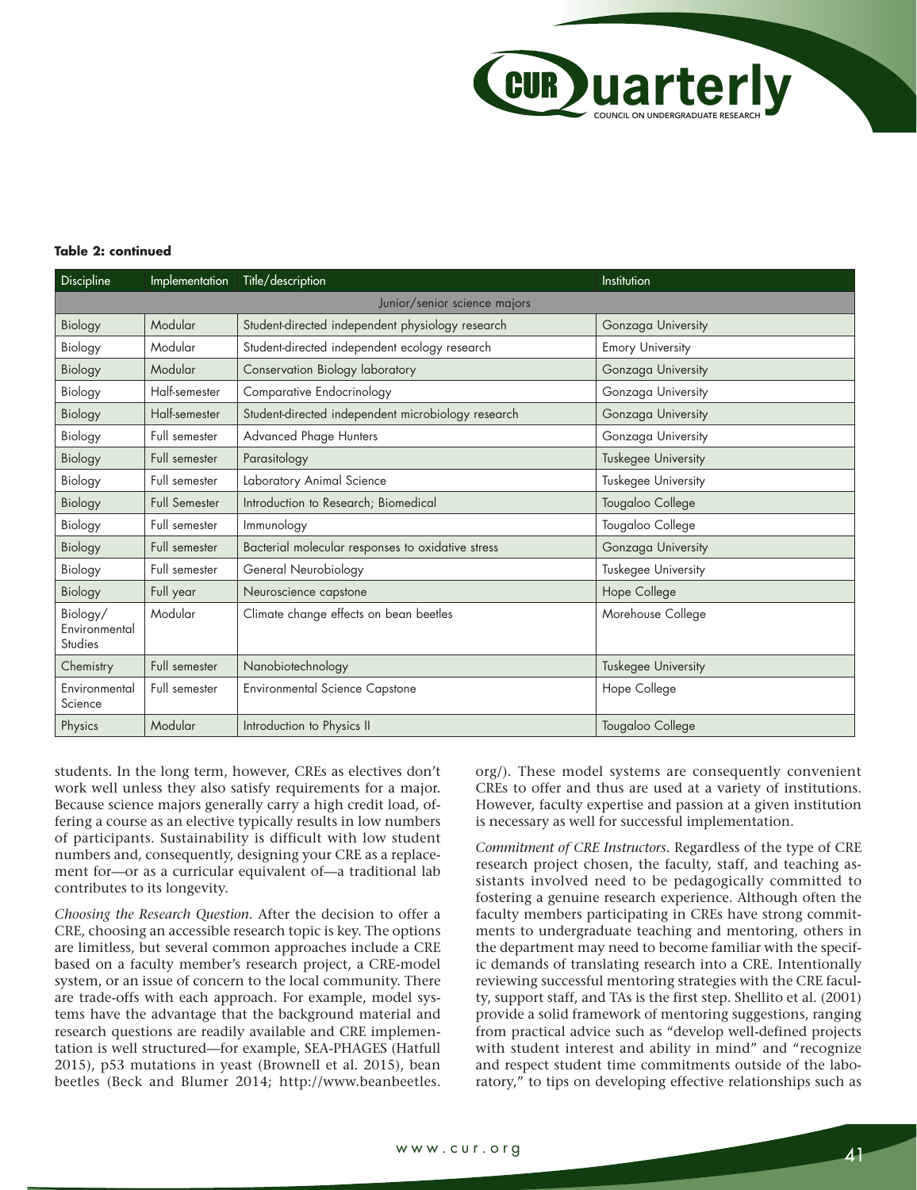**Table 2: continued**

| Discipline | Implementation | Title/description | Institution |
|---|---|---|---|
| Junior/senior science majors | | | |
| Biology | Modular | Student-directed independent physiology research | Gonzaga University |
| Biology | Modular | Student-directed independent ecology research | Emory University |
| Biology | Modular | Conservation Biology laboratory | Gonzaga University |
| Biology | Half-semester | Comparative Endocrinology | Gonzaga University |
| Biology | Half-semester | Student-directed independent microbiology research | Gonzaga University |
| Biology | Full semester | Advanced Phage Hunters | Gonzaga University |
| Biology | Full semester | Parasitology | Tuskegee University |
| Biology | Full semester | Laboratory Animal Science | Tuskegee University |
| Biology | Full Semester | Introduction to Research; Biomedical | Tougaloo College |
| Biology | Full semester | Immunology | Tougaloo College |
| Biology | Full semester | Bacterial molecular responses to oxidative stress | Gonzaga University |
| Biology | Full semester | General Neurobiology | Tuskegee University |
| Biology | Full year | Neuroscience capstone | Hope College |
| Biology/ Environmental Studies | Modular | Climate change effects on bean beetles | Morehouse College |
| Chemistry | Full semester | Nanobiotechnology | Tuskegee University |
| Environmental Science | Full semester | Environmental Science Capstone | Hope College |
| Physics | Modular | Introduction to Physics II | Tougaloo College |

students. In the long term, however, CREs as electives don't work well unless they also satisfy requirements for a major. Because science majors generally carry a high credit load, offering a course as an elective typically results in low numbers of participants. Sustainability is difficult with low student numbers and, consequently, designing your CRE as a replacement for—or as a curricular equivalent of—a traditional lab contributes to its longevity.

*Choosing the Research Question.* After the decision to offer a CRE, choosing an accessible research topic is key. The options are limitless, but several common approaches include a CRE based on a faculty member's research project, a CRE-model system, or an issue of concern to the local community. There are trade-offs with each approach. For example, model systems have the advantage that the background material and research questions are readily available and CRE implementation is well structured—for example, SEA-PHAGES (Hatfull 2015), p53 mutations in yeast (Brownell et al. 2015), bean beetles (Beck and Blumer 2014; http://www.beanbeetles.org/). These model systems are consequently convenient CREs to offer and thus are used at a variety of institutions. However, faculty expertise and passion at a given institution is necessary as well for successful implementation.

*Commitment of CRE Instructors.* Regardless of the type of CRE research project chosen, the faculty, staff, and teaching assistants involved need to be pedagogically committed to fostering a genuine research experience. Although often the faculty members participating in CREs have strong commitments to undergraduate teaching and mentoring, others in the department may need to become familiar with the specific demands of translating research into a CRE. Intentionally reviewing successful mentoring strategies with the CRE faculty, support staff, and TAs is the first step. Shellito et al. (2001) provide a solid framework of mentoring suggestions, ranging from practical advice such as "develop well-defined projects with student interest and ability in mind" and "recognize and respect student time commitments outside of the laboratory," to tips on developing effective relationships such as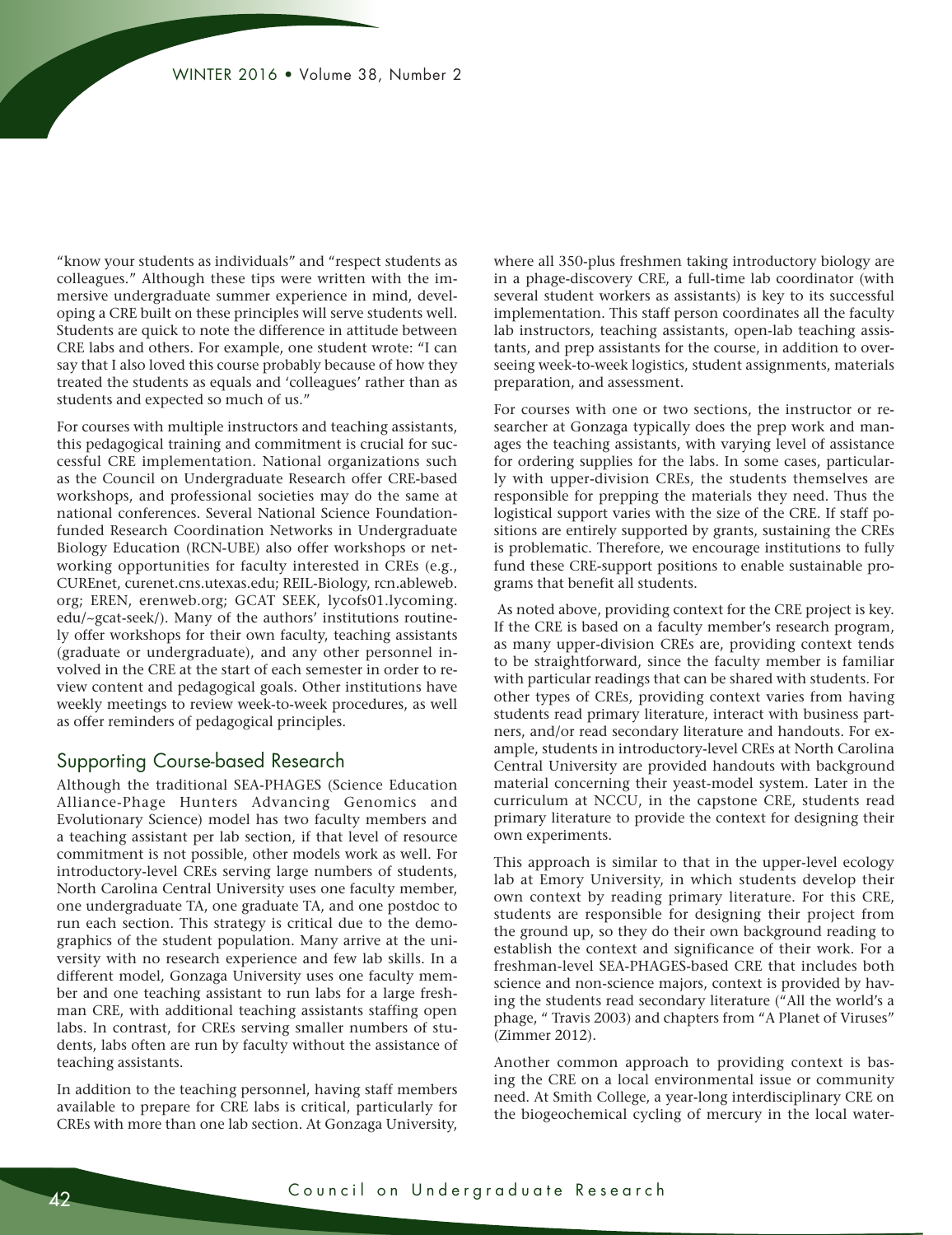"know your students as individuals" and "respect students as colleagues." Although these tips were written with the immersive undergraduate summer experience in mind, developing a CRE built on these principles will serve students well. Students are quick to note the difference in attitude between CRE labs and others. For example, one student wrote: "I can say that I also loved this course probably because of how they treated the students as equals and 'colleagues' rather than as students and expected so much of us."

For courses with multiple instructors and teaching assistants, this pedagogical training and commitment is crucial for successful CRE implementation. National organizations such as the Council on Undergraduate Research offer CRE-based workshops, and professional societies may do the same at national conferences. Several National Science Foundation-funded Research Coordination Networks in Undergraduate Biology Education (RCN-UBE) also offer workshops or networking opportunities for faculty interested in CREs (e.g., CUREnet, curenet.cns.utexas.edu; REIL-Biology, rcn.ableweb.org; EREN, erenweb.org; GCAT SEEK, lycofs01.lycoming.edu/~gcat-seek/). Many of the authors' institutions routinely offer workshops for their own faculty, teaching assistants (graduate or undergraduate), and any other personnel involved in the CRE at the start of each semester in order to review content and pedagogical goals. Other institutions have weekly meetings to review week-to-week procedures, as well as offer reminders of pedagogical principles.

## Supporting Course-based Research

Although the traditional SEA-PHAGES (Science Education Alliance-Phage Hunters Advancing Genomics and Evolutionary Science) model has two faculty members and a teaching assistant per lab section, if that level of resource commitment is not possible, other models work as well. For introductory-level CREs serving large numbers of students, North Carolina Central University uses one faculty member, one undergraduate TA, one graduate TA, and one postdoc to run each section. This strategy is critical due to the demographics of the student population. Many arrive at the university with no research experience and few lab skills. In a different model, Gonzaga University uses one faculty member and one teaching assistant to run labs for a large freshman CRE, with additional teaching assistants staffing open labs. In contrast, for CREs serving smaller numbers of students, labs often are run by faculty without the assistance of teaching assistants.

In addition to the teaching personnel, having staff members available to prepare for CRE labs is critical, particularly for CREs with more than one lab section. At Gonzaga University, where all 350-plus freshmen taking introductory biology are in a phage-discovery CRE, a full-time lab coordinator (with several student workers as assistants) is key to its successful implementation. This staff person coordinates all the faculty lab instructors, teaching assistants, open-lab teaching assistants, and prep assistants for the course, in addition to overseeing week-to-week logistics, student assignments, materials preparation, and assessment.

For courses with one or two sections, the instructor or researcher at Gonzaga typically does the prep work and manages the teaching assistants, with varying level of assistance for ordering supplies for the labs. In some cases, particularly with upper-division CREs, the students themselves are responsible for prepping the materials they need. Thus the logistical support varies with the size of the CRE. If staff positions are entirely supported by grants, sustaining the CREs is problematic. Therefore, we encourage institutions to fully fund these CRE-support positions to enable sustainable programs that benefit all students.

As noted above, providing context for the CRE project is key. If the CRE is based on a faculty member's research program, as many upper-division CREs are, providing context tends to be straightforward, since the faculty member is familiar with particular readings that can be shared with students. For other types of CREs, providing context varies from having students read primary literature, interact with business partners, and/or read secondary literature and handouts. For example, students in introductory-level CREs at North Carolina Central University are provided handouts with background material concerning their yeast-model system. Later in the curriculum at NCCU, in the capstone CRE, students read primary literature to provide the context for designing their own experiments.

This approach is similar to that in the upper-level ecology lab at Emory University, in which students develop their own context by reading primary literature. For this CRE, students are responsible for designing their project from the ground up, so they do their own background reading to establish the context and significance of their work. For a freshman-level SEA-PHAGES-based CRE that includes both science and non-science majors, context is provided by having the students read secondary literature ("All the world's a phage, " Travis 2003) and chapters from "A Planet of Viruses" (Zimmer 2012).

Another common approach to providing context is basing the CRE on a local environmental issue or community need. At Smith College, a year-long interdisciplinary CRE on the biogeochemical cycling of mercury in the local water-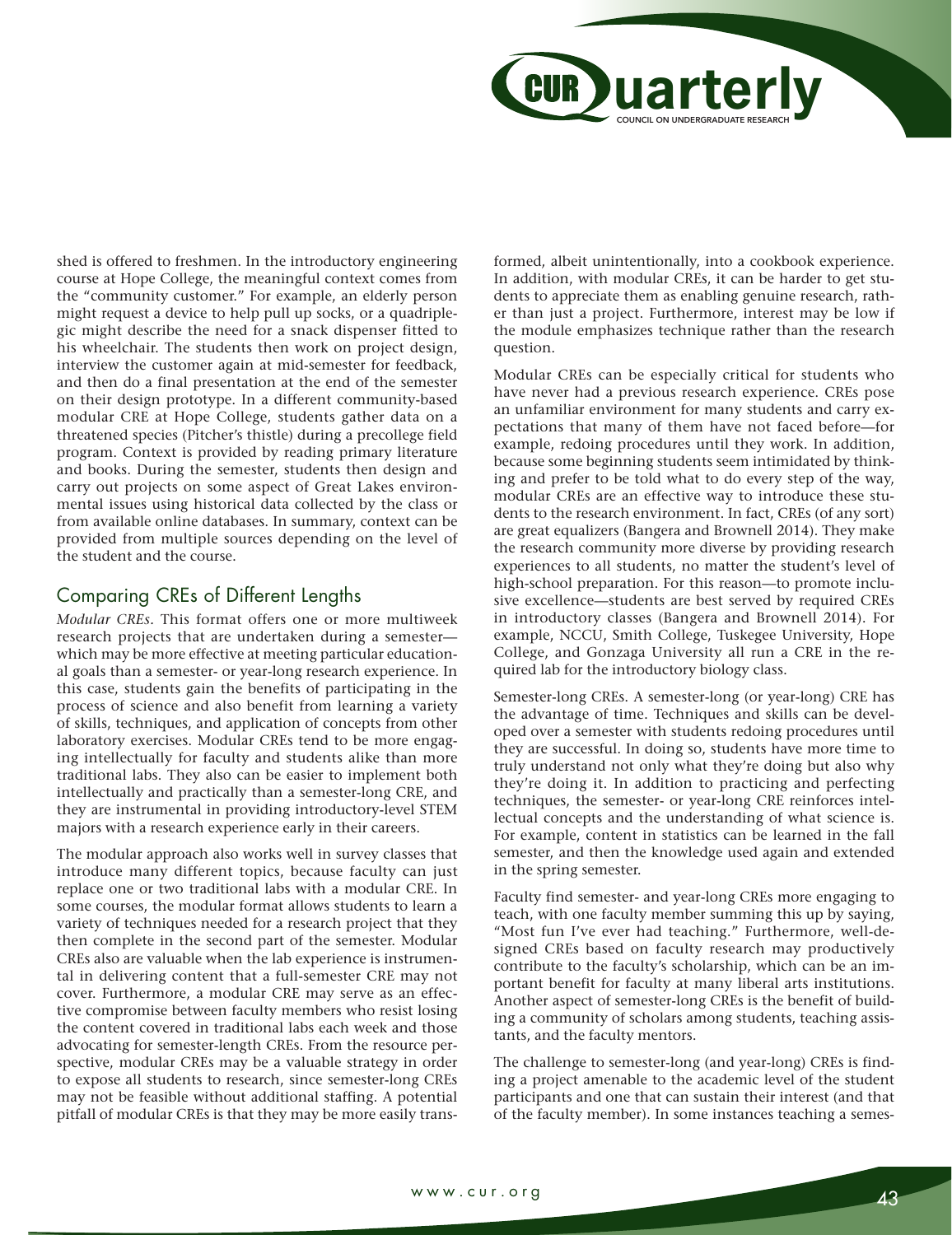shed is offered to freshmen. In the introductory engineering course at Hope College, the meaningful context comes from the "community customer." For example, an elderly person might request a device to help pull up socks, or a quadriplegic might describe the need for a snack dispenser fitted to his wheelchair. The students then work on project design, interview the customer again at mid-semester for feedback, and then do a final presentation at the end of the semester on their design prototype. In a different community-based modular CRE at Hope College, students gather data on a threatened species (Pitcher's thistle) during a precollege field program. Context is provided by reading primary literature and books. During the semester, students then design and carry out projects on some aspect of Great Lakes environmental issues using historical data collected by the class or from available online databases. In summary, context can be provided from multiple sources depending on the level of the student and the course.

## Comparing CREs of Different Lengths

*Modular CREs*. This format offers one or more multiweek research projects that are undertaken during a semester—which may be more effective at meeting particular educational goals than a semester- or year-long research experience. In this case, students gain the benefits of participating in the process of science and also benefit from learning a variety of skills, techniques, and application of concepts from other laboratory exercises. Modular CREs tend to be more engaging intellectually for faculty and students alike than more traditional labs. They also can be easier to implement both intellectually and practically than a semester-long CRE, and they are instrumental in providing introductory-level STEM majors with a research experience early in their careers.

The modular approach also works well in survey classes that introduce many different topics, because faculty can just replace one or two traditional labs with a modular CRE. In some courses, the modular format allows students to learn a variety of techniques needed for a research project that they then complete in the second part of the semester. Modular CREs also are valuable when the lab experience is instrumental in delivering content that a full-semester CRE may not cover. Furthermore, a modular CRE may serve as an effective compromise between faculty members who resist losing the content covered in traditional labs each week and those advocating for semester-length CREs. From the resource perspective, modular CREs may be a valuable strategy in order to expose all students to research, since semester-long CREs may not be feasible without additional staffing. A potential pitfall of modular CREs is that they may be more easily transformed, albeit unintentionally, into a cookbook experience. In addition, with modular CREs, it can be harder to get students to appreciate them as enabling genuine research, rather than just a project. Furthermore, interest may be low if the module emphasizes technique rather than the research question.

Modular CREs can be especially critical for students who have never had a previous research experience. CREs pose an unfamiliar environment for many students and carry expectations that many of them have not faced before—for example, redoing procedures until they work. In addition, because some beginning students seem intimidated by thinking and prefer to be told what to do every step of the way, modular CREs are an effective way to introduce these students to the research environment. In fact, CREs (of any sort) are great equalizers (Bangera and Brownell 2014). They make the research community more diverse by providing research experiences to all students, no matter the student's level of high-school preparation. For this reason—to promote inclusive excellence—students are best served by required CREs in introductory classes (Bangera and Brownell 2014). For example, NCCU, Smith College, Tuskegee University, Hope College, and Gonzaga University all run a CRE in the required lab for the introductory biology class.

Semester-long CREs. A semester-long (or year-long) CRE has the advantage of time. Techniques and skills can be developed over a semester with students redoing procedures until they are successful. In doing so, students have more time to truly understand not only what they're doing but also why they're doing it. In addition to practicing and perfecting techniques, the semester- or year-long CRE reinforces intellectual concepts and the understanding of what science is. For example, content in statistics can be learned in the fall semester, and then the knowledge used again and extended in the spring semester.

Faculty find semester- and year-long CREs more engaging to teach, with one faculty member summing this up by saying, "Most fun I've ever had teaching." Furthermore, well-designed CREs based on faculty research may productively contribute to the faculty's scholarship, which can be an important benefit for faculty at many liberal arts institutions. Another aspect of semester-long CREs is the benefit of building a community of scholars among students, teaching assistants, and the faculty mentors.

The challenge to semester-long (and year-long) CREs is finding a project amenable to the academic level of the student participants and one that can sustain their interest (and that of the faculty member). In some instances teaching a semes-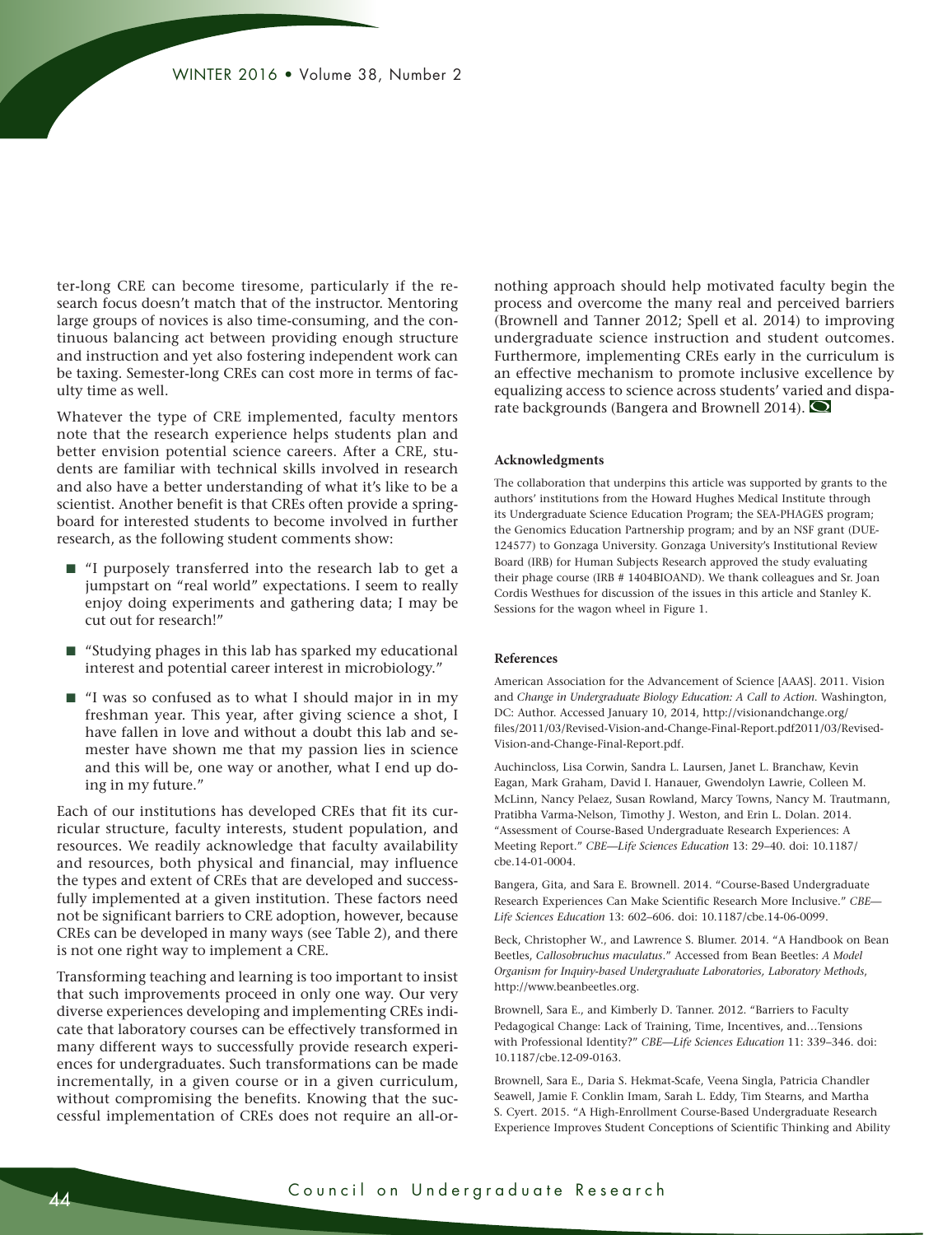ter-long CRE can become tiresome, particularly if the research focus doesn't match that of the instructor. Mentoring large groups of novices is also time-consuming, and the continuous balancing act between providing enough structure and instruction and yet also fostering independent work can be taxing. Semester-long CREs can cost more in terms of faculty time as well.

Whatever the type of CRE implemented, faculty mentors note that the research experience helps students plan and better envision potential science careers. After a CRE, students are familiar with technical skills involved in research and also have a better understanding of what it's like to be a scientist. Another benefit is that CREs often provide a springboard for interested students to become involved in further research, as the following student comments show:

- "I purposely transferred into the research lab to get a jumpstart on "real world" expectations. I seem to really enjoy doing experiments and gathering data; I may be cut out for research!"
- "Studying phages in this lab has sparked my educational interest and potential career interest in microbiology."
- "I was so confused as to what I should major in in my freshman year. This year, after giving science a shot, I have fallen in love and without a doubt this lab and semester have shown me that my passion lies in science and this will be, one way or another, what I end up doing in my future."

Each of our institutions has developed CREs that fit its curricular structure, faculty interests, student population, and resources. We readily acknowledge that faculty availability and resources, both physical and financial, may influence the types and extent of CREs that are developed and successfully implemented at a given institution. These factors need not be significant barriers to CRE adoption, however, because CREs can be developed in many ways (see Table 2), and there is not one right way to implement a CRE.

Transforming teaching and learning is too important to insist that such improvements proceed in only one way. Our very diverse experiences developing and implementing CREs indicate that laboratory courses can be effectively transformed in many different ways to successfully provide research experiences for undergraduates. Such transformations can be made incrementally, in a given course or in a given curriculum, without compromising the benefits. Knowing that the successful implementation of CREs does not require an all-or-nothing approach should help motivated faculty begin the process and overcome the many real and perceived barriers (Brownell and Tanner 2012; Spell et al. 2014) to improving undergraduate science instruction and student outcomes. Furthermore, implementing CREs early in the curriculum is an effective mechanism to promote inclusive excellence by equalizing access to science across students' varied and disparate backgrounds (Bangera and Brownell 2014).

### Acknowledgments

The collaboration that underpins this article was supported by grants to the authors' institutions from the Howard Hughes Medical Institute through its Undergraduate Science Education Program; the SEA-PHAGES program; the Genomics Education Partnership program; and by an NSF grant (DUE-124577) to Gonzaga University. Gonzaga University's Institutional Review Board (IRB) for Human Subjects Research approved the study evaluating their phage course (IRB # 1404BIOAND). We thank colleagues and Sr. Joan Cordis Westhues for discussion of the issues in this article and Stanley K. Sessions for the wagon wheel in Figure 1.

### References

American Association for the Advancement of Science [AAAS]. 2011. Vision and *Change in Undergraduate Biology Education: A Call to Action*. Washington, DC: Author. Accessed January 10, 2014, http://visionandchange.org/files/2011/03/Revised-Vision-and-Change-Final-Report.pdf2011/03/Revised-Vision-and-Change-Final-Report.pdf.

Auchincloss, Lisa Corwin, Sandra L. Laursen, Janet L. Branchaw, Kevin Eagan, Mark Graham, David I. Hanauer, Gwendolyn Lawrie, Colleen M. McLinn, Nancy Pelaez, Susan Rowland, Marcy Towns, Nancy M. Trautmann, Pratibha Varma-Nelson, Timothy J. Weston, and Erin L. Dolan. 2014. "Assessment of Course-Based Undergraduate Research Experiences: A Meeting Report." *CBE—Life Sciences Education* 13: 29–40. doi: 10.1187/cbe.14-01-0004.

Bangera, Gita, and Sara E. Brownell. 2014. "Course-Based Undergraduate Research Experiences Can Make Scientific Research More Inclusive." *CBE—Life Sciences Education* 13: 602–606. doi: 10.1187/cbe.14-06-0099.

Beck, Christopher W., and Lawrence S. Blumer. 2014. "A Handbook on Bean Beetles, *Callosobruchus maculatus*." Accessed from Bean Beetles: *A Model Organism for Inquiry-based Undergraduate Laboratories, Laboratory Methods*, http://www.beanbeetles.org.

Brownell, Sara E., and Kimberly D. Tanner. 2012. "Barriers to Faculty Pedagogical Change: Lack of Training, Time, Incentives, and…Tensions with Professional Identity?" *CBE—Life Sciences Education* 11: 339–346. doi: 10.1187/cbe.12-09-0163.

Brownell, Sara E., Daria S. Hekmat-Scafe, Veena Singla, Patricia Chandler Seawell, Jamie F. Conklin Imam, Sarah L. Eddy, Tim Stearns, and Martha S. Cyert. 2015. "A High-Enrollment Course-Based Undergraduate Research Experience Improves Student Conceptions of Scientific Thinking and Ability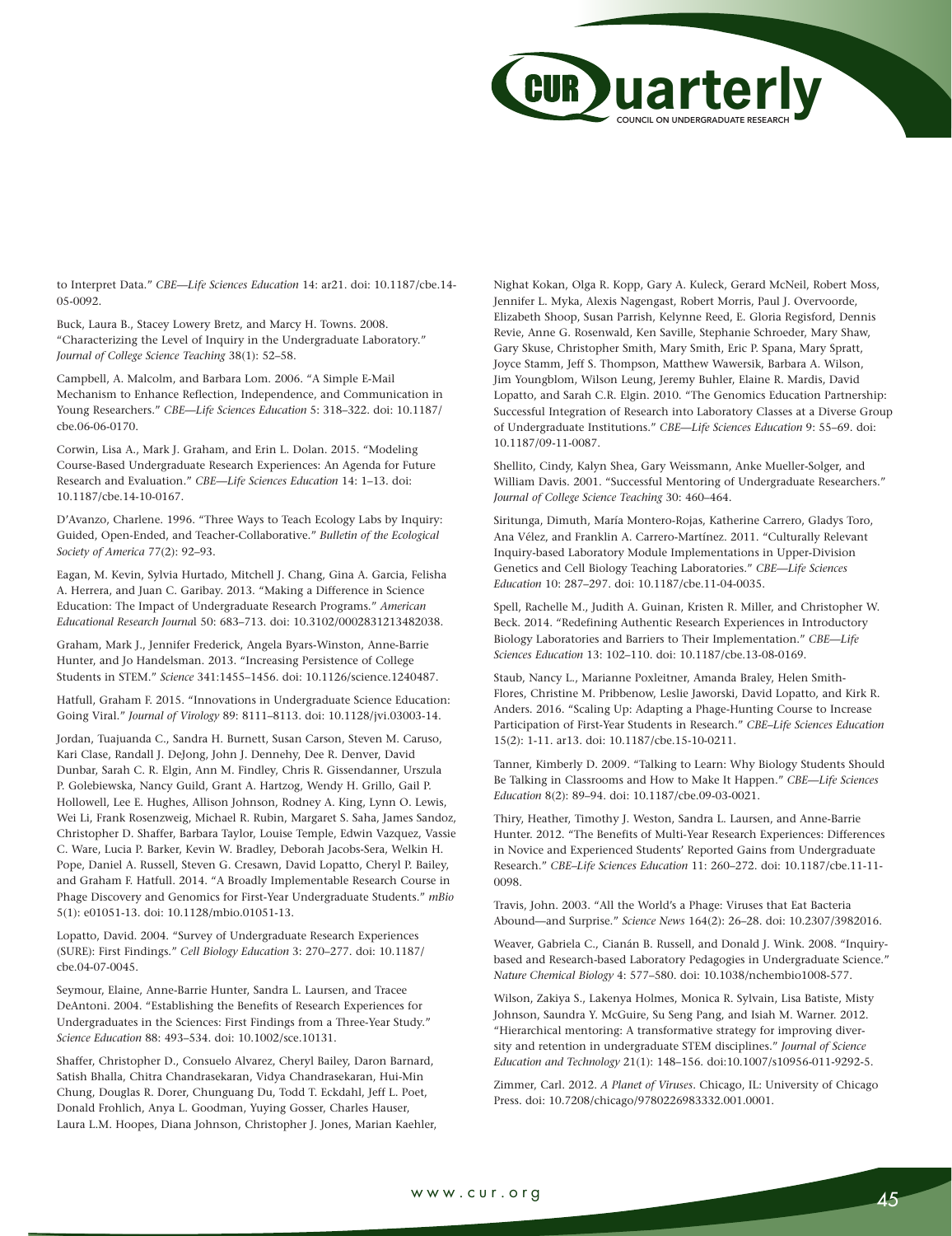to Interpret Data." *CBE—Life Sciences Education* 14: ar21. doi: 10.1187/cbe.14-05-0092.

Buck, Laura B., Stacey Lowery Bretz, and Marcy H. Towns. 2008. "Characterizing the Level of Inquiry in the Undergraduate Laboratory." *Journal of College Science Teaching* 38(1): 52–58.

Campbell, A. Malcolm, and Barbara Lom. 2006. "A Simple E-Mail Mechanism to Enhance Reflection, Independence, and Communication in Young Researchers." *CBE—Life Sciences Education* 5: 318–322. doi: 10.1187/cbe.06-06-0170.

Corwin, Lisa A., Mark J. Graham, and Erin L. Dolan. 2015. "Modeling Course-Based Undergraduate Research Experiences: An Agenda for Future Research and Evaluation." *CBE—Life Sciences Education* 14: 1–13. doi: 10.1187/cbe.14-10-0167.

D'Avanzo, Charlene. 1996. "Three Ways to Teach Ecology Labs by Inquiry: Guided, Open-Ended, and Teacher-Collaborative." *Bulletin of the Ecological Society of America* 77(2): 92–93.

Eagan, M. Kevin, Sylvia Hurtado, Mitchell J. Chang, Gina A. Garcia, Felisha A. Herrera, and Juan C. Garibay. 2013. "Making a Difference in Science Education: The Impact of Undergraduate Research Programs." *American Educational Research Journa*l 50: 683–713. doi: 10.3102/0002831213482038.

Graham, Mark J., Jennifer Frederick, Angela Byars-Winston, Anne-Barrie Hunter, and Jo Handelsman. 2013. "Increasing Persistence of College Students in STEM." *Science* 341:1455–1456. doi: 10.1126/science.1240487.

Hatfull, Graham F. 2015. "Innovations in Undergraduate Science Education: Going Viral." *Journal of Virology* 89: 8111–8113. doi: 10.1128/jvi.03003-14.

Jordan, Tuajuanda C., Sandra H. Burnett, Susan Carson, Steven M. Caruso, Kari Clase, Randall J. DeJong, John J. Dennehy, Dee R. Denver, David Dunbar, Sarah C. R. Elgin, Ann M. Findley, Chris R. Gissendanner, Urszula P. Golebiewska, Nancy Guild, Grant A. Hartzog, Wendy H. Grillo, Gail P. Hollowell, Lee E. Hughes, Allison Johnson, Rodney A. King, Lynn O. Lewis, Wei Li, Frank Rosenzweig, Michael R. Rubin, Margaret S. Saha, James Sandoz, Christopher D. Shaffer, Barbara Taylor, Louise Temple, Edwin Vazquez, Vassie C. Ware, Lucia P. Barker, Kevin W. Bradley, Deborah Jacobs-Sera, Welkin H. Pope, Daniel A. Russell, Steven G. Cresawn, David Lopatto, Cheryl P. Bailey, and Graham F. Hatfull. 2014. "A Broadly Implementable Research Course in Phage Discovery and Genomics for First-Year Undergraduate Students." *mBio* 5(1): e01051-13. doi: 10.1128/mbio.01051-13.

Lopatto, David. 2004. "Survey of Undergraduate Research Experiences (SURE): First Findings." *Cell Biology Education* 3: 270–277. doi: 10.1187/cbe.04-07-0045.

Seymour, Elaine, Anne-Barrie Hunter, Sandra L. Laursen, and Tracee DeAntoni. 2004. "Establishing the Benefits of Research Experiences for Undergraduates in the Sciences: First Findings from a Three-Year Study." *Science Education* 88: 493–534. doi: 10.1002/sce.10131.

Shaffer, Christopher D., Consuelo Alvarez, Cheryl Bailey, Daron Barnard, Satish Bhalla, Chitra Chandrasekaran, Vidya Chandrasekaran, Hui-Min Chung, Douglas R. Dorer, Chunguang Du, Todd T. Eckdahl, Jeff L. Poet, Donald Frohlich, Anya L. Goodman, Yuying Gosser, Charles Hauser, Laura L.M. Hoopes, Diana Johnson, Christopher J. Jones, Marian Kaehler, Nighat Kokan, Olga R. Kopp, Gary A. Kuleck, Gerard McNeil, Robert Moss, Jennifer L. Myka, Alexis Nagengast, Robert Morris, Paul J. Overvoorde, Elizabeth Shoop, Susan Parrish, Kelynne Reed, E. Gloria Regisford, Dennis Revie, Anne G. Rosenwald, Ken Saville, Stephanie Schroeder, Mary Shaw, Gary Skuse, Christopher Smith, Mary Smith, Eric P. Spana, Mary Spratt, Joyce Stamm, Jeff S. Thompson, Matthew Wawersik, Barbara A. Wilson, Jim Youngblom, Wilson Leung, Jeremy Buhler, Elaine R. Mardis, David Lopatto, and Sarah C.R. Elgin. 2010. "The Genomics Education Partnership: Successful Integration of Research into Laboratory Classes at a Diverse Group of Undergraduate Institutions." *CBE—Life Sciences Education* 9: 55–69. doi: 10.1187/09-11-0087.

Shellito, Cindy, Kalyn Shea, Gary Weissmann, Anke Mueller-Solger, and William Davis. 2001. "Successful Mentoring of Undergraduate Researchers." *Journal of College Science Teaching* 30: 460–464.

Siritunga, Dimuth, María Montero-Rojas, Katherine Carrero, Gladys Toro, Ana Vélez, and Franklin A. Carrero-Martínez. 2011. "Culturally Relevant Inquiry-based Laboratory Module Implementations in Upper-Division Genetics and Cell Biology Teaching Laboratories." *CBE—Life Sciences Education* 10: 287–297. doi: 10.1187/cbe.11-04-0035.

Spell, Rachelle M., Judith A. Guinan, Kristen R. Miller, and Christopher W. Beck. 2014. "Redefining Authentic Research Experiences in Introductory Biology Laboratories and Barriers to Their Implementation." *CBE—Life Sciences Education* 13: 102–110. doi: 10.1187/cbe.13-08-0169.

Staub, Nancy L., Marianne Poxleitner, Amanda Braley, Helen Smith-Flores, Christine M. Pribbenow, Leslie Jaworski, David Lopatto, and Kirk R. Anders. 2016. "Scaling Up: Adapting a Phage-Hunting Course to Increase Participation of First-Year Students in Research." *CBE–Life Sciences Education* 15(2): 1-11. ar13. doi: 10.1187/cbe.15-10-0211.

Tanner, Kimberly D. 2009. "Talking to Learn: Why Biology Students Should Be Talking in Classrooms and How to Make It Happen." *CBE—Life Sciences Education* 8(2): 89–94. doi: 10.1187/cbe.09-03-0021.

Thiry, Heather, Timothy J. Weston, Sandra L. Laursen, and Anne-Barrie Hunter. 2012. "The Benefits of Multi-Year Research Experiences: Differences in Novice and Experienced Students' Reported Gains from Undergraduate Research." *CBE–Life Sciences Education* 11: 260–272. doi: 10.1187/cbe.11-11-0098.

Travis, John. 2003. "All the World's a Phage: Viruses that Eat Bacteria Abound—and Surprise." *Science News* 164(2): 26–28. doi: 10.2307/3982016.

Weaver, Gabriela C., Cianán B. Russell, and Donald J. Wink. 2008. "Inquiry-based and Research-based Laboratory Pedagogies in Undergraduate Science." *Nature Chemical Biology* 4: 577–580. doi: 10.1038/nchembio1008-577.

Wilson, Zakiya S., Lakenya Holmes, Monica R. Sylvain, Lisa Batiste, Misty Johnson, Saundra Y. McGuire, Su Seng Pang, and Isiah M. Warner. 2012. "Hierarchical mentoring: A transformative strategy for improving diversity and retention in undergraduate STEM disciplines." *Journal of Science Education and Technology* 21(1): 148–156. doi:10.1007/s10956-011-9292-5.

Zimmer, Carl. 2012. *A Planet of Viruses*. Chicago, IL: University of Chicago Press. doi: 10.7208/chicago/9780226983332.001.0001.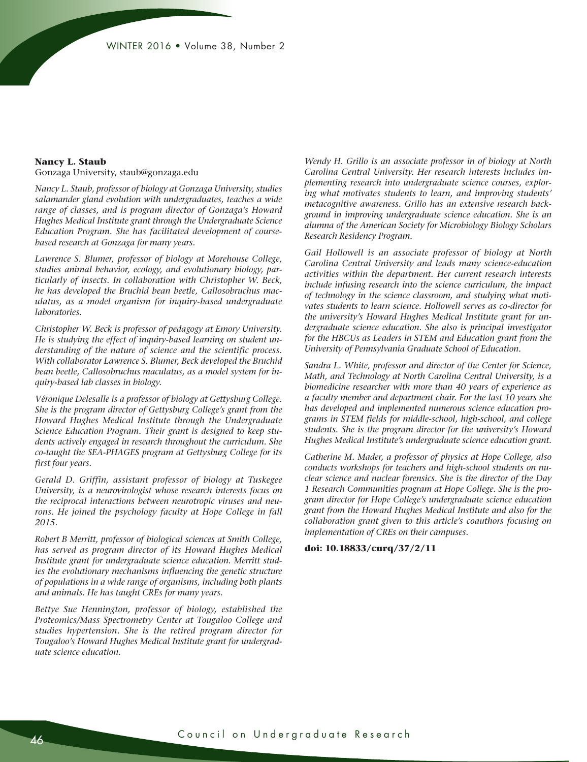**Nancy L. Staub**
Gonzaga University, staub@gonzaga.edu

*Nancy L. Staub, professor of biology at Gonzaga University, studies salamander gland evolution with undergraduates, teaches a wide range of classes, and is program director of Gonzaga's Howard Hughes Medical Institute grant through the Undergraduate Science Education Program. She has facilitated development of course-based research at Gonzaga for many years.*

*Lawrence S. Blumer, professor of biology at Morehouse College, studies animal behavior, ecology, and evolutionary biology, particularly of insects. In collaboration with Christopher W. Beck, he has developed the Bruchid bean beetle, Callosobruchus maculatus, as a model organism for inquiry-based undergraduate laboratories.*

*Christopher W. Beck is professor of pedagogy at Emory University. He is studying the effect of inquiry-based learning on student understanding of the nature of science and the scientific process. With collaborator Lawrence S. Blumer, Beck developed the Bruchid bean beetle, Callosobruchus maculatus, as a model system for inquiry-based lab classes in biology.*

*Véronique Delesalle is a professor of biology at Gettysburg College. She is the program director of Gettysburg College's grant from the Howard Hughes Medical Institute through the Undergraduate Science Education Program. Their grant is designed to keep students actively engaged in research throughout the curriculum. She co-taught the SEA-PHAGES program at Gettysburg College for its first four years.*

*Gerald D. Griffin, assistant professor of biology at Tuskegee University, is a neurovirologist whose research interests focus on the reciprocal interactions between neurotropic viruses and neurons. He joined the psychology faculty at Hope College in fall 2015.*

*Robert B Merritt, professor of biological sciences at Smith College, has served as program director of its Howard Hughes Medical Institute grant for undergraduate science education. Merritt studies the evolutionary mechanisms influencing the genetic structure of populations in a wide range of organisms, including both plants and animals. He has taught CREs for many years.*

*Bettye Sue Hennington, professor of biology, established the Proteomics/Mass Spectrometry Center at Tougaloo College and studies hypertension. She is the retired program director for Tougaloo's Howard Hughes Medical Institute grant for undergraduate science education.*

*Wendy H. Grillo is an associate professor in of biology at North Carolina Central University. Her research interests includes implementing research into undergraduate science courses, exploring what motivates students to learn, and improving students' metacognitive awareness. Grillo has an extensive research background in improving undergraduate science education. She is an alumna of the American Society for Microbiology Biology Scholars Research Residency Program.*

*Gail Hollowell is an associate professor of biology at North Carolina Central University and leads many science-education activities within the department. Her current research interests include infusing research into the science curriculum, the impact of technology in the science classroom, and studying what motivates students to learn science. Hollowell serves as co-director for the university's Howard Hughes Medical Institute grant for undergraduate science education. She also is principal investigator for the HBCUs as Leaders in STEM and Education grant from the University of Pennsylvania Graduate School of Education.*

*Sandra L. White, professor and director of the Center for Science, Math, and Technology at North Carolina Central University, is a biomedicine researcher with more than 40 years of experience as a faculty member and department chair. For the last 10 years she has developed and implemented numerous science education programs in STEM fields for middle-school, high-school, and college students. She is the program director for the university's Howard Hughes Medical Institute's undergraduate science education grant.*

*Catherine M. Mader, a professor of physics at Hope College, also conducts workshops for teachers and high-school students on nuclear science and nuclear forensics. She is the director of the Day 1 Research Communities program at Hope College. She is the program director for Hope College's undergraduate science education grant from the Howard Hughes Medical Institute and also for the collaboration grant given to this article's coauthors focusing on implementation of CREs on their campuses.*

**doi: 10.18833/curq/37/2/11**